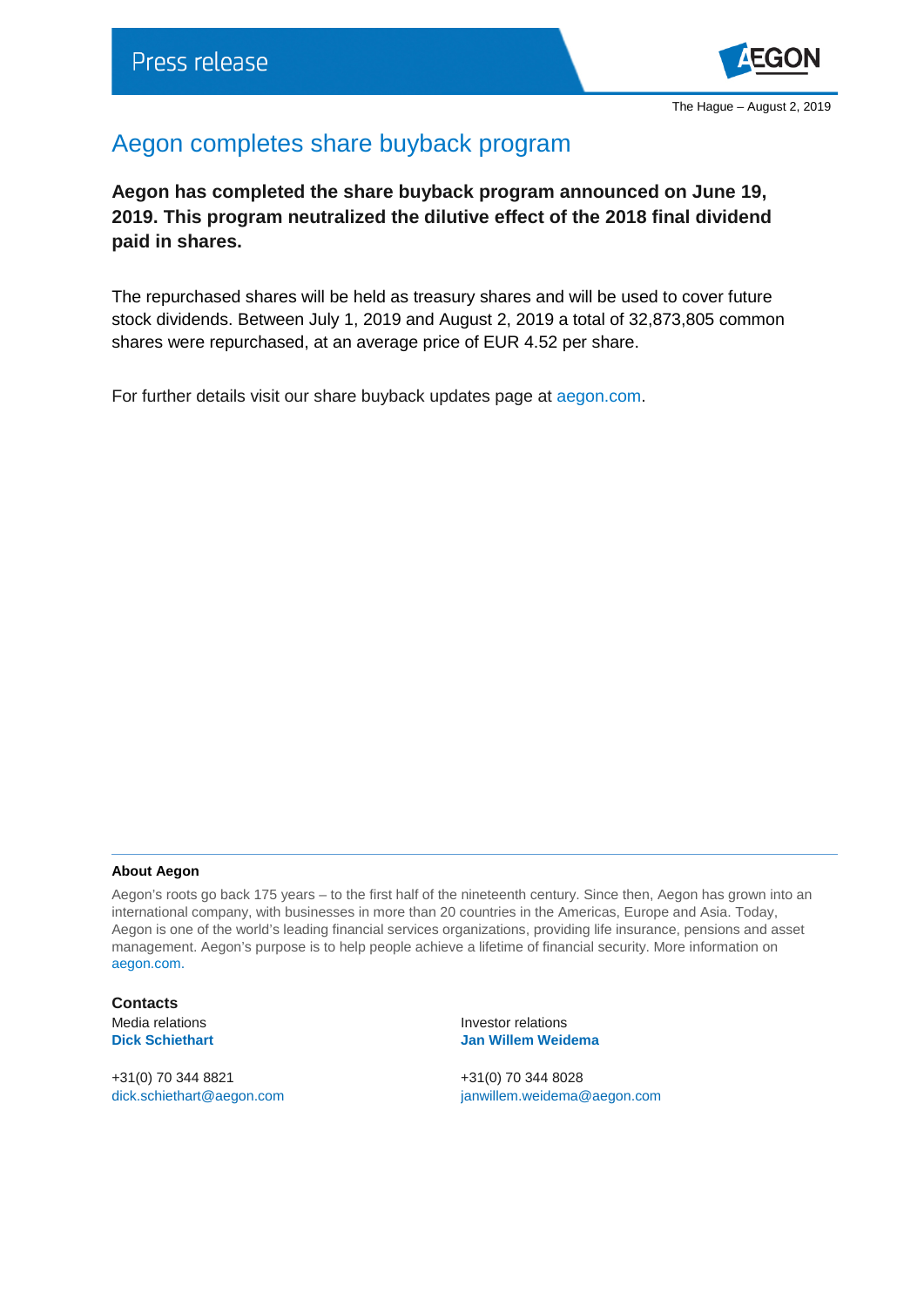Press release

The Hague – August 2, 2019

# Aegon completes share buyback program

**Aegon has completed the share buyback program announced on June 19, 2019. This program neutralized the dilutive effect of the 2018 final dividend paid in shares.**

The repurchased shares will be held as treasury shares and will be used to cover future stock dividends. Between July 1, 2019 and August 2, 2019 a total of 32,873,805 common shares were repurchased, at an average price of EUR 4.52 per share.

For further details visit our share buyback updates page at aegon.com.

---

**About Aegon**

Aegon's roots go back 175 years – to the first half of the nineteenth century. Since then, Aegon has grown into an international company, with businesses in more than 20 countries in the Americas, Europe and Asia. Today, Aegon is one of the world's leading financial services organizations, providing life insurance, pensions and asset management. Aegon's purpose is to help people achieve a lifetime of financial security. More information on aegon.com.

**Contacts**

Media relations
**Dick Schiethart**

+31(0) 70 344 8821
dick.schiethart@aegon.com

Investor relations
**Jan Willem Weidema**

+31(0) 70 344 8028
janwillem.weidema@aegon.com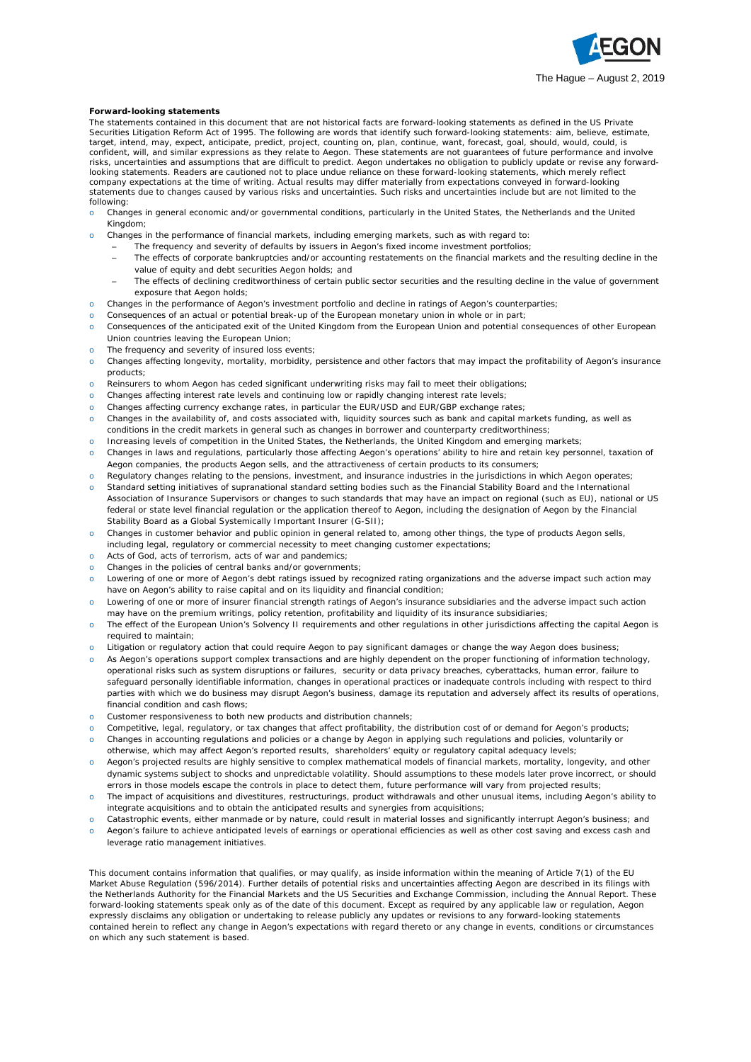The Hague – August 2, 2019

**Forward-looking statements**

The statements contained in this document that are not historical facts are forward-looking statements as defined in the US Private Securities Litigation Reform Act of 1995. The following are words that identify such forward-looking statements: aim, believe, estimate, target, intend, may, expect, anticipate, predict, project, counting on, plan, continue, want, forecast, goal, should, would, could, is confident, will, and similar expressions as they relate to Aegon. These statements are not guarantees of future performance and involve risks, uncertainties and assumptions that are difficult to predict. Aegon undertakes no obligation to publicly update or revise any forward-looking statements. Readers are cautioned not to place undue reliance on these forward-looking statements, which merely reflect company expectations at the time of writing. Actual results may differ materially from expectations conveyed in forward-looking statements due to changes caused by various risks and uncertainties. Such risks and uncertainties include but are not limited to the following:

- Changes in general economic and/or governmental conditions, particularly in the United States, the Netherlands and the United Kingdom;
- Changes in the performance of financial markets, including emerging markets, such as with regard to:
  - The frequency and severity of defaults by issuers in Aegon's fixed income investment portfolios;
  - The effects of corporate bankruptcies and/or accounting restatements on the financial markets and the resulting decline in the value of equity and debt securities Aegon holds; and
  - The effects of declining creditworthiness of certain public sector securities and the resulting decline in the value of government exposure that Aegon holds;
- Changes in the performance of Aegon's investment portfolio and decline in ratings of Aegon's counterparties;
- Consequences of an actual or potential break-up of the European monetary union in whole or in part;
- Consequences of the anticipated exit of the United Kingdom from the European Union and potential consequences of other European Union countries leaving the European Union;
- The frequency and severity of insured loss events;
- Changes affecting longevity, mortality, morbidity, persistence and other factors that may impact the profitability of Aegon's insurance products;
- Reinsurers to whom Aegon has ceded significant underwriting risks may fail to meet their obligations;
- Changes affecting interest rate levels and continuing low or rapidly changing interest rate levels;
- Changes affecting currency exchange rates, in particular the EUR/USD and EUR/GBP exchange rates;
- Changes in the availability of, and costs associated with, liquidity sources such as bank and capital markets funding, as well as conditions in the credit markets in general such as changes in borrower and counterparty creditworthiness;
- Increasing levels of competition in the United States, the Netherlands, the United Kingdom and emerging markets;
- Changes in laws and regulations, particularly those affecting Aegon's operations' ability to hire and retain key personnel, taxation of Aegon companies, the products Aegon sells, and the attractiveness of certain products to its consumers;
- Regulatory changes relating to the pensions, investment, and insurance industries in the jurisdictions in which Aegon operates;
- Standard setting initiatives of supranational standard setting bodies such as the Financial Stability Board and the International Association of Insurance Supervisors or changes to such standards that may have an impact on regional (such as EU), national or US federal or state level financial regulation or the application thereof to Aegon, including the designation of Aegon by the Financial Stability Board as a Global Systemically Important Insurer (G-SII);
- Changes in customer behavior and public opinion in general related to, among other things, the type of products Aegon sells, including legal, regulatory or commercial necessity to meet changing customer expectations;
- Acts of God, acts of terrorism, acts of war and pandemics;
- Changes in the policies of central banks and/or governments;
- Lowering of one or more of Aegon's debt ratings issued by recognized rating organizations and the adverse impact such action may have on Aegon's ability to raise capital and on its liquidity and financial condition;
- Lowering of one or more of insurer financial strength ratings of Aegon's insurance subsidiaries and the adverse impact such action may have on the premium writings, policy retention, profitability and liquidity of its insurance subsidiaries;
- The effect of the European Union's Solvency II requirements and other regulations in other jurisdictions affecting the capital Aegon is required to maintain;
- Litigation or regulatory action that could require Aegon to pay significant damages or change the way Aegon does business;
- As Aegon's operations support complex transactions and are highly dependent on the proper functioning of information technology, operational risks such as system disruptions or failures, security or data privacy breaches, cyberattacks, human error, failure to safeguard personally identifiable information, changes in operational practices or inadequate controls including with respect to third parties with which we do business may disrupt Aegon's business, damage its reputation and adversely affect its results of operations, financial condition and cash flows;
- Customer responsiveness to both new products and distribution channels;
- Competitive, legal, regulatory, or tax changes that affect profitability, the distribution cost of or demand for Aegon's products;
- Changes in accounting regulations and policies or a change by Aegon in applying such regulations and policies, voluntarily or otherwise, which may affect Aegon's reported results, shareholders' equity or regulatory capital adequacy levels;
- Aegon's projected results are highly sensitive to complex mathematical models of financial markets, mortality, longevity, and other dynamic systems subject to shocks and unpredictable volatility. Should assumptions to these models later prove incorrect, or should errors in those models escape the controls in place to detect them, future performance will vary from projected results;
- The impact of acquisitions and divestitures, restructurings, product withdrawals and other unusual items, including Aegon's ability to integrate acquisitions and to obtain the anticipated results and synergies from acquisitions;
- Catastrophic events, either manmade or by nature, could result in material losses and significantly interrupt Aegon's business; and
- Aegon's failure to achieve anticipated levels of earnings or operational efficiencies as well as other cost saving and excess cash and leverage ratio management initiatives.

This document contains information that qualifies, or may qualify, as inside information within the meaning of Article 7(1) of the EU Market Abuse Regulation (596/2014). Further details of potential risks and uncertainties affecting Aegon are described in its filings with the Netherlands Authority for the Financial Markets and the US Securities and Exchange Commission, including the Annual Report. These forward-looking statements speak only as of the date of this document. Except as required by any applicable law or regulation, Aegon expressly disclaims any obligation or undertaking to release publicly any updates or revisions to any forward-looking statements contained herein to reflect any change in Aegon's expectations with regard thereto or any change in events, conditions or circumstances on which any such statement is based.